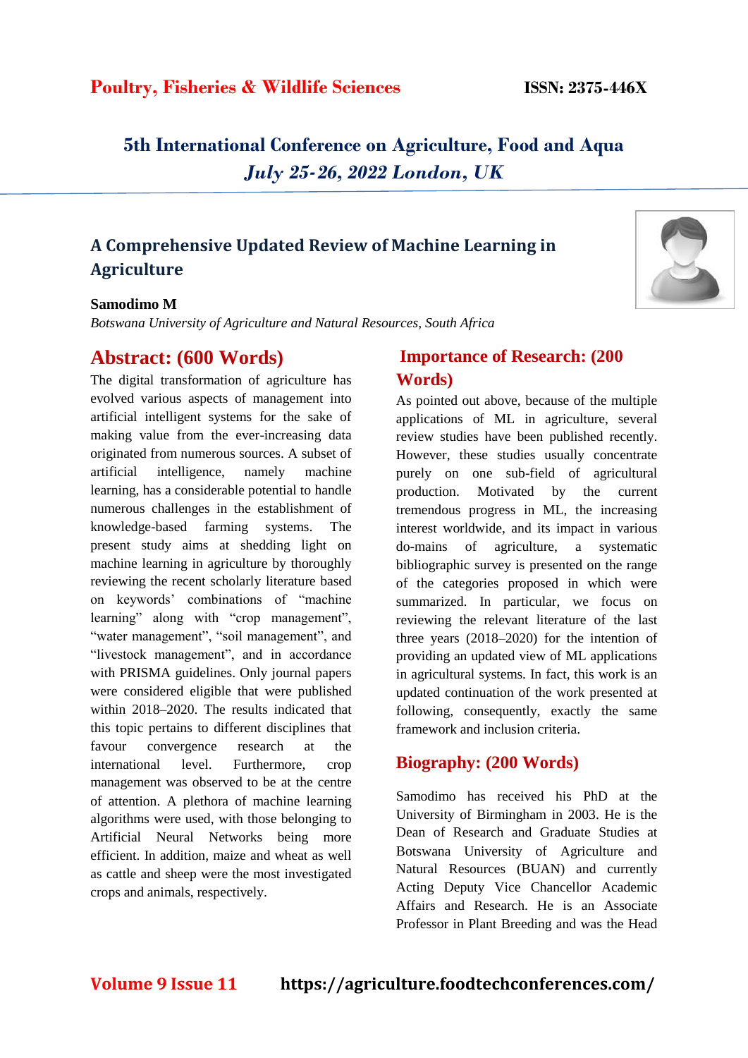**Poultry, Fisheries & Wildlife Sciences** **ISSN: 2375-446X**

**5th International Conference on Agriculture, Food and Aqua**
***July 25-26, 2022 London, UK***

## A Comprehensive Updated Review of Machine Learning in Agriculture

**Samodimo M**
*Botswana University of Agriculture and Natural Resources, South Africa*

## Abstract: (600 Words)

The digital transformation of agriculture has evolved various aspects of management into artificial intelligent systems for the sake of making value from the ever-increasing data originated from numerous sources. A subset of artificial intelligence, namely machine learning, has a considerable potential to handle numerous challenges in the establishment of knowledge-based farming systems. The present study aims at shedding light on machine learning in agriculture by thoroughly reviewing the recent scholarly literature based on keywords' combinations of "machine learning" along with "crop management", "water management", "soil management", and "livestock management", and in accordance with PRISMA guidelines. Only journal papers were considered eligible that were published within 2018–2020. The results indicated that this topic pertains to different disciplines that favour convergence research at the international level. Furthermore, crop management was observed to be at the centre of attention. A plethora of machine learning algorithms were used, with those belonging to Artificial Neural Networks being more efficient. In addition, maize and wheat as well as cattle and sheep were the most investigated crops and animals, respectively.

## Importance of Research: (200 Words)

As pointed out above, because of the multiple applications of ML in agriculture, several review studies have been published recently. However, these studies usually concentrate purely on one sub-field of agricultural production. Motivated by the current tremendous progress in ML, the increasing interest worldwide, and its impact in various do-mains of agriculture, a systematic bibliographic survey is presented on the range of the categories proposed in which were summarized. In particular, we focus on reviewing the relevant literature of the last three years (2018–2020) for the intention of providing an updated view of ML applications in agricultural systems. In fact, this work is an updated continuation of the work presented at following, consequently, exactly the same framework and inclusion criteria.

## Biography: (200 Words)

Samodimo has received his PhD at the University of Birmingham in 2003. He is the Dean of Research and Graduate Studies at Botswana University of Agriculture and Natural Resources (BUAN) and currently Acting Deputy Vice Chancellor Academic Affairs and Research. He is an Associate Professor in Plant Breeding and was the Head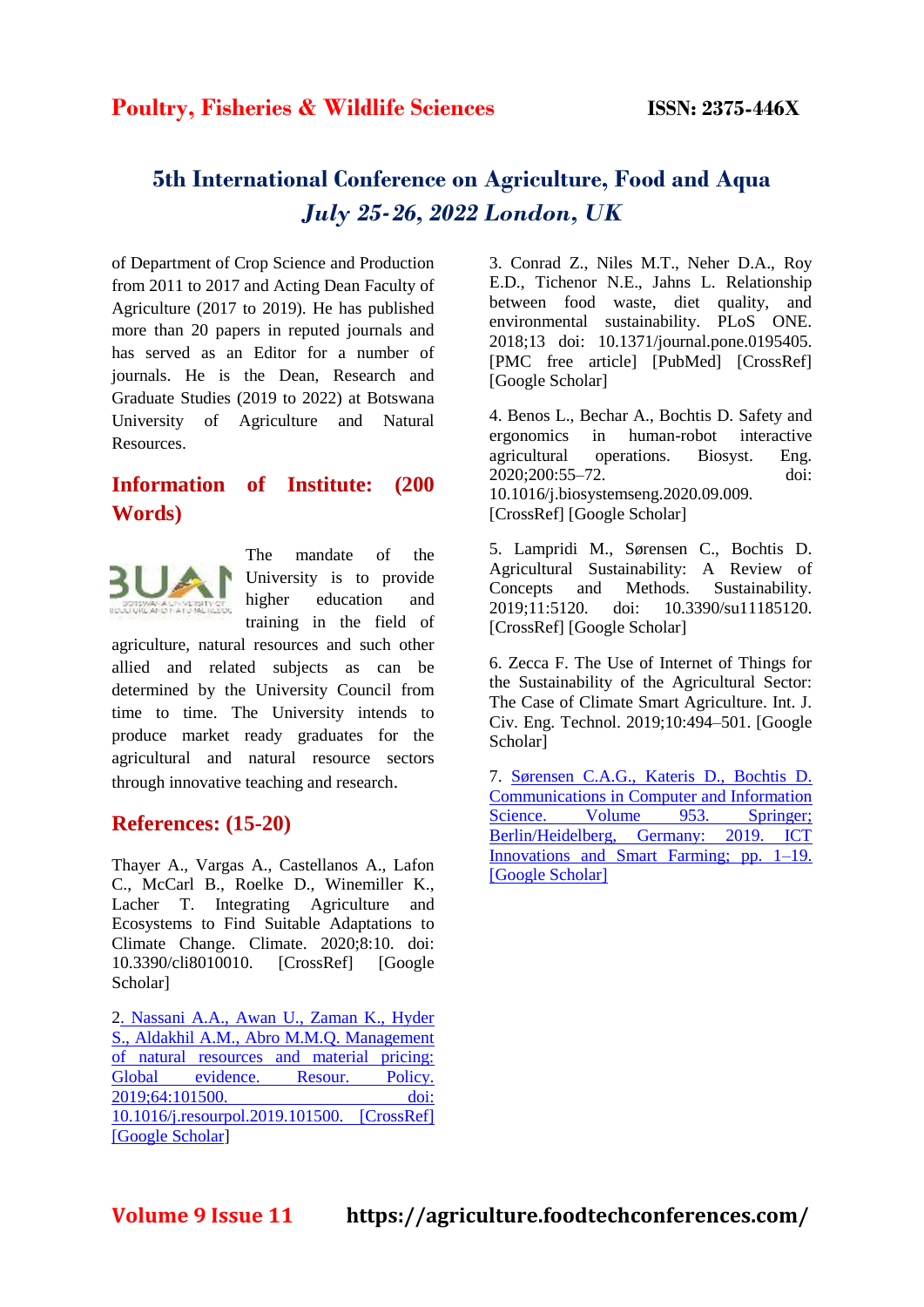of Department of Crop Science and Production from 2011 to 2017 and Acting Dean Faculty of Agriculture (2017 to 2019). He has published more than 20 papers in reputed journals and has served as an Editor for a number of journals. He is the Dean, Research and Graduate Studies (2019 to 2022) at Botswana University of Agriculture and Natural Resources.

## Information of Institute: (200 Words)

The mandate of the University is to provide higher education and training in the field of agriculture, natural resources and such other allied and related subjects as can be determined by the University Council from time to time. The University intends to produce market ready graduates for the agricultural and natural resource sectors through innovative teaching and research.

## References: (15-20)

Thayer A., Vargas A., Castellanos A., Lafon C., McCarl B., Roelke D., Winemiller K., Lacher T. Integrating Agriculture and Ecosystems to Find Suitable Adaptations to Climate Change. Climate. 2020;8:10. doi: 10.3390/cli8010010. [CrossRef] [Google Scholar]

2. Nassani A.A., Awan U., Zaman K., Hyder S., Aldakhil A.M., Abro M.M.Q. Management of natural resources and material pricing: Global evidence. Resour. Policy. 2019;64:101500. doi: 10.1016/j.resourpol.2019.101500. [CrossRef] [Google Scholar]

3. Conrad Z., Niles M.T., Neher D.A., Roy E.D., Tichenor N.E., Jahns L. Relationship between food waste, diet quality, and environmental sustainability. PLoS ONE. 2018;13 doi: 10.1371/journal.pone.0195405. [PMC free article] [PubMed] [CrossRef] [Google Scholar]

4. Benos L., Bechar A., Bochtis D. Safety and ergonomics in human-robot interactive agricultural operations. Biosyst. Eng. 2020;200:55–72. doi: 10.1016/j.biosystemseng.2020.09.009. [CrossRef] [Google Scholar]

5. Lampridi M., Sørensen C., Bochtis D. Agricultural Sustainability: A Review of Concepts and Methods. Sustainability. 2019;11:5120. doi: 10.3390/su11185120. [CrossRef] [Google Scholar]

6. Zecca F. The Use of Internet of Things for the Sustainability of the Agricultural Sector: The Case of Climate Smart Agriculture. Int. J. Civ. Eng. Technol. 2019;10:494–501. [Google Scholar]

7. Sørensen C.A.G., Kateris D., Bochtis D. Communications in Computer and Information Science. Volume 953. Springer; Berlin/Heidelberg, Germany: 2019. ICT Innovations and Smart Farming; pp. 1–19. [Google Scholar]